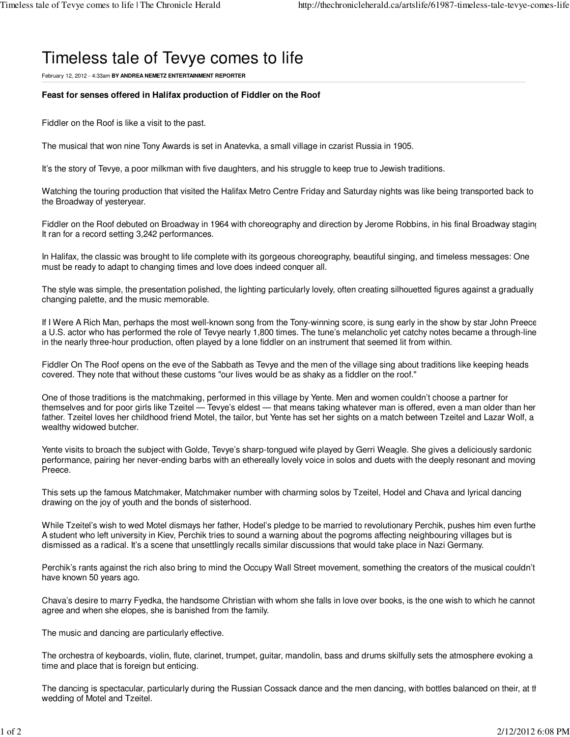# Timeless tale of Tevye comes to life

February 12, 2012 - 4:33am **BY ANDREA NEMETZ ENTERTAINMENT REPORTER**

**Feast for senses offered in Halifax production of Fiddler on the Roof**

Fiddler on the Roof is like a visit to the past.

The musical that won nine Tony Awards is set in Anatevka, a small village in czarist Russia in 1905.

It's the story of Tevye, a poor milkman with five daughters, and his struggle to keep true to Jewish traditions.

Watching the touring production that visited the Halifax Metro Centre Friday and Saturday nights was like being transported back to the Broadway of yesteryear.

Fiddler on the Roof debuted on Broadway in 1964 with choreography and direction by Jerome Robbins, in his final Broadway staging. It ran for a record setting 3,242 performances.

In Halifax, the classic was brought to life complete with its gorgeous choreography, beautiful singing, and timeless messages: One must be ready to adapt to changing times and love does indeed conquer all.

The style was simple, the presentation polished, the lighting particularly lovely, often creating silhouetted figures against a gradually changing palette, and the music memorable.

If I Were A Rich Man, perhaps the most well-known song from the Tony-winning score, is sung early in the show by star John Preece, a U.S. actor who has performed the role of Tevye nearly 1,800 times. The tune's melancholic yet catchy notes became a through-line in the nearly three-hour production, often played by a lone fiddler on an instrument that seemed lit from within.

Fiddler On The Roof opens on the eve of the Sabbath as Tevye and the men of the village sing about traditions like keeping heads covered. They note that without these customs "our lives would be as shaky as a fiddler on the roof."

One of those traditions is the matchmaking, performed in this village by Yente. Men and women couldn't choose a partner for themselves and for poor girls like Tzeitel — Tevye's eldest — that means taking whatever man is offered, even a man older than her father. Tzeitel loves her childhood friend Motel, the tailor, but Yente has set her sights on a match between Tzeitel and Lazar Wolf, a wealthy widowed butcher.

Yente visits to broach the subject with Golde, Tevye's sharp-tongued wife played by Gerri Weagle. She gives a deliciously sardonic performance, pairing her never-ending barbs with an ethereally lovely voice in solos and duets with the deeply resonant and moving Preece.

This sets up the famous Matchmaker, Matchmaker number with charming solos by Tzeitel, Hodel and Chava and lyrical dancing drawing on the joy of youth and the bonds of sisterhood.

While Tzeitel's wish to wed Motel dismays her father, Hodel's pledge to be married to revolutionary Perchik, pushes him even further. A student who left university in Kiev, Perchik tries to sound a warning about the pogroms affecting neighbouring villages but is dismissed as a radical. It's a scene that unsettlingly recalls similar discussions that would take place in Nazi Germany.

Perchik's rants against the rich also bring to mind the Occupy Wall Street movement, something the creators of the musical couldn't have known 50 years ago.

Chava's desire to marry Fyedka, the handsome Christian with whom she falls in love over books, is the one wish to which he cannot agree and when she elopes, she is banished from the family.

The music and dancing are particularly effective.

The orchestra of keyboards, violin, flute, clarinet, trumpet, guitar, mandolin, bass and drums skilfully sets the atmosphere evoking a time and place that is foreign but enticing.

The dancing is spectacular, particularly during the Russian Cossack dance and the men dancing, with bottles balanced on their, at the wedding of Motel and Tzeitel.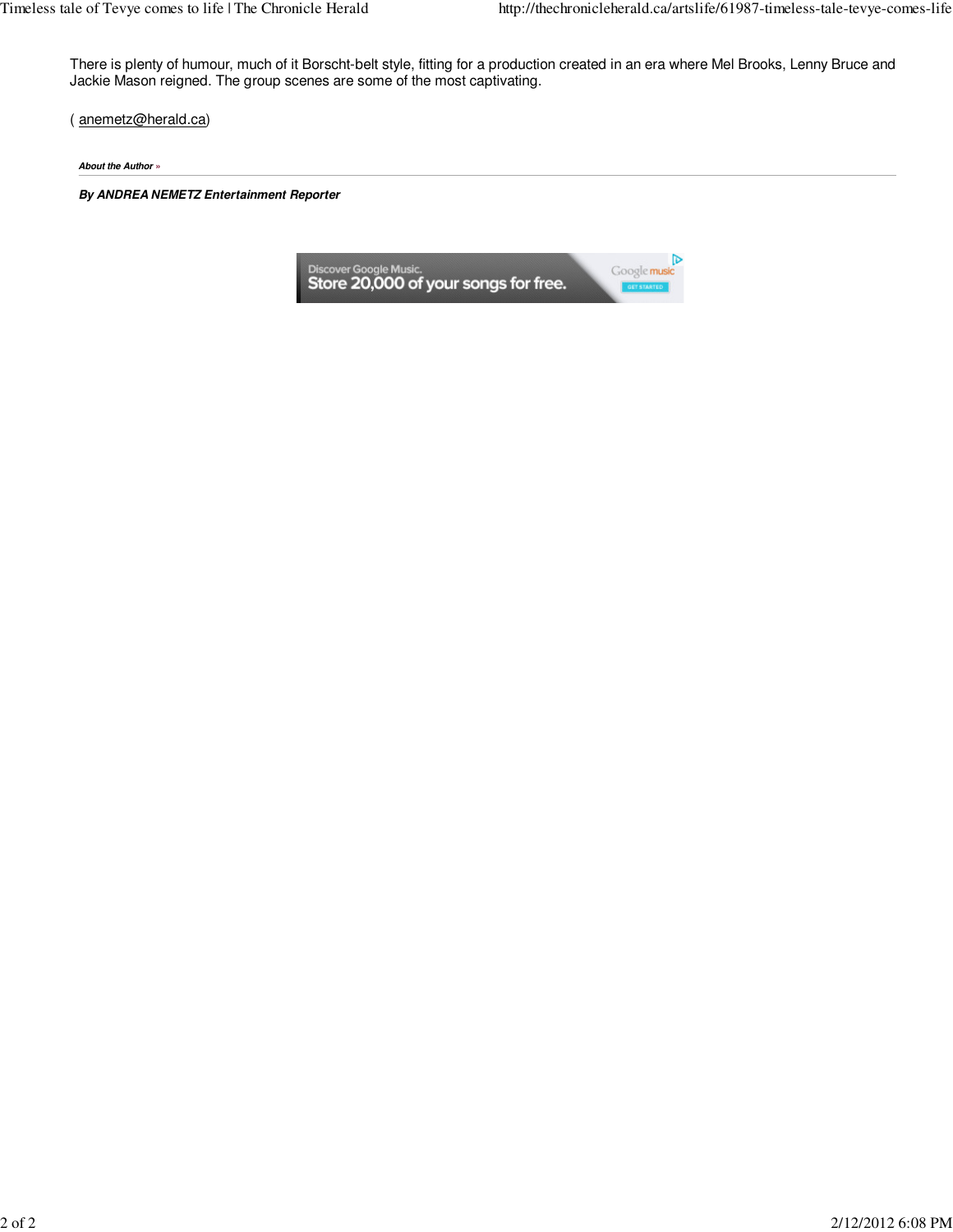There is plenty of humour, much of it Borscht-belt style, fitting for a production created in an era where Mel Brooks, Lenny Bruce and Jackie Mason reigned. The group scenes are some of the most captivating.

( anemetz@herald.ca)

***About the Author »***

***By ANDREA NEMETZ Entertainment Reporter***